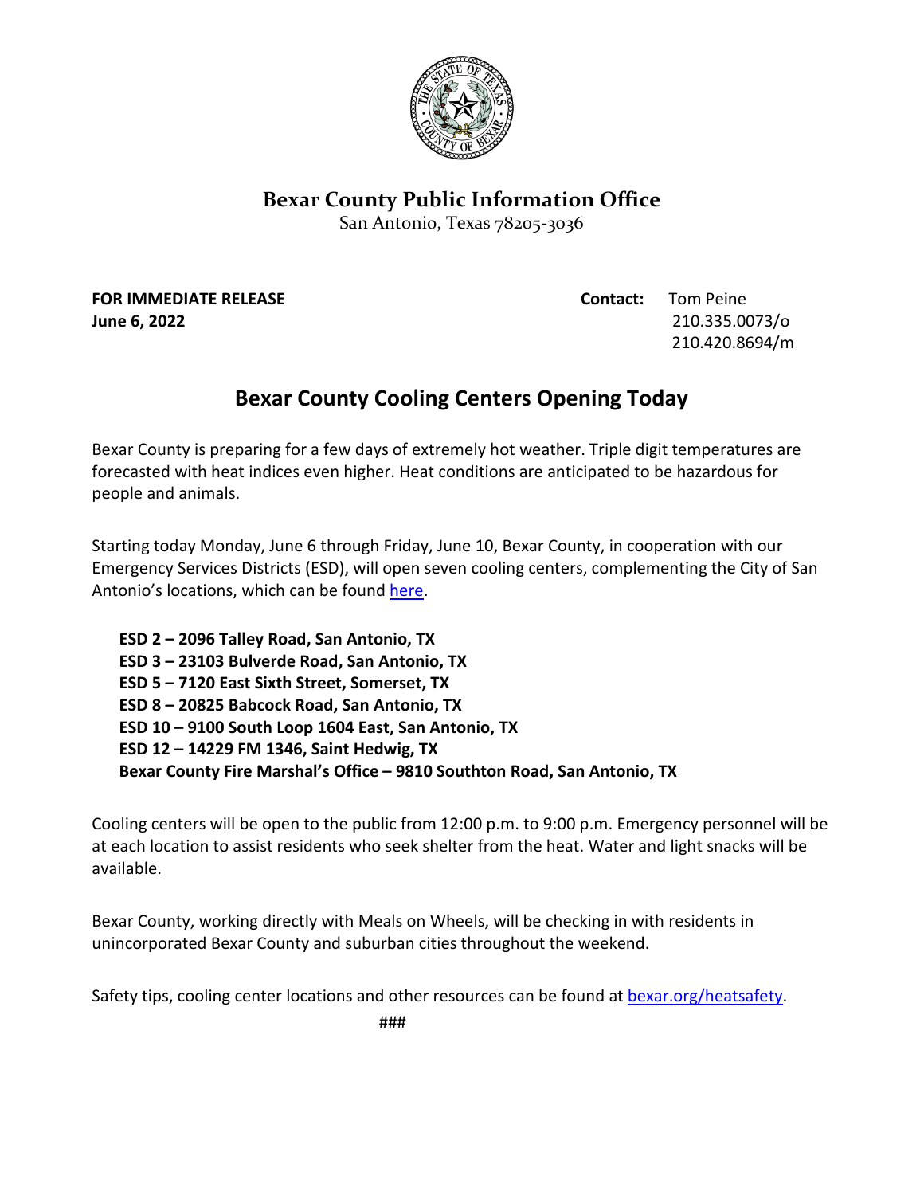**Bexar County Public Information Office**

San Antonio, Texas 78205-3036

**FOR IMMEDIATE RELEASE**
**June 6, 2022**

**Contact:** Tom Peine
210.335.0073/o
210.420.8694/m

# Bexar County Cooling Centers Opening Today

Bexar County is preparing for a few days of extremely hot weather. Triple digit temperatures are forecasted with heat indices even higher. Heat conditions are anticipated to be hazardous for people and animals.

Starting today Monday, June 6 through Friday, June 10, Bexar County, in cooperation with our Emergency Services Districts (ESD), will open seven cooling centers, complementing the City of San Antonio's locations, which can be found here.

**ESD 2 – 2096 Talley Road, San Antonio, TX**
**ESD 3 – 23103 Bulverde Road, San Antonio, TX**
**ESD 5 – 7120 East Sixth Street, Somerset, TX**
**ESD 8 – 20825 Babcock Road, San Antonio, TX**
**ESD 10 – 9100 South Loop 1604 East, San Antonio, TX**
**ESD 12 – 14229 FM 1346, Saint Hedwig, TX**
**Bexar County Fire Marshal's Office – 9810 Southton Road, San Antonio, TX**

Cooling centers will be open to the public from 12:00 p.m. to 9:00 p.m. Emergency personnel will be at each location to assist residents who seek shelter from the heat. Water and light snacks will be available.

Bexar County, working directly with Meals on Wheels, will be checking in with residents in unincorporated Bexar County and suburban cities throughout the weekend.

Safety tips, cooling center locations and other resources can be found at bexar.org/heatsafety.

###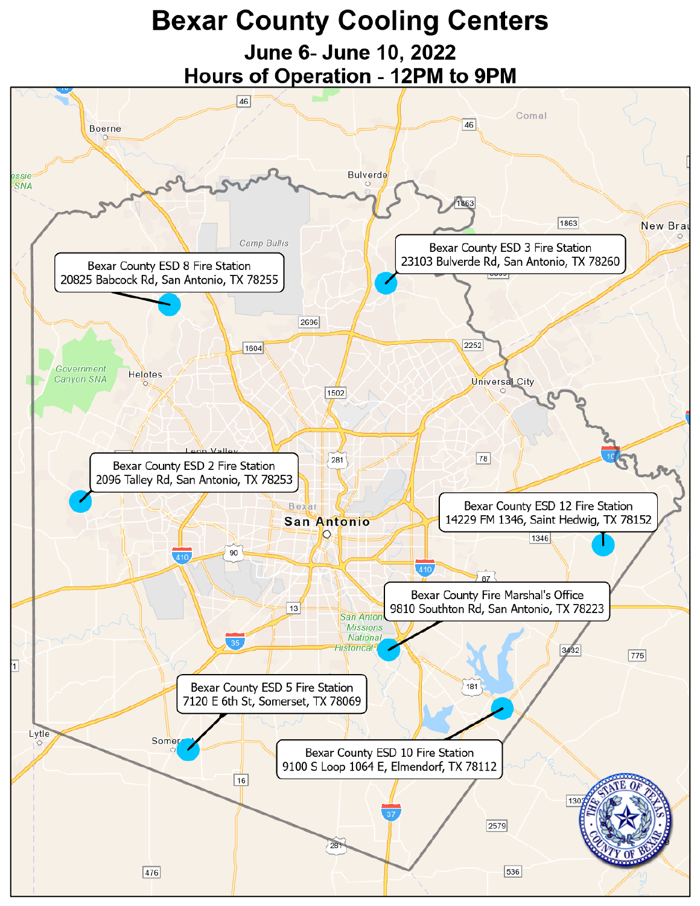# Bexar County Cooling Centers

## June 6- June 10, 2022

## Hours of Operation - 12PM to 9PM

Bexar County ESD 8 Fire Station
20825 Babcock Rd, San Antonio, TX 78255

Bexar County ESD 3 Fire Station
23103 Bulverde Rd, San Antonio, TX 78260

Bexar County ESD 2 Fire Station
2096 Talley Rd, San Antonio, TX 78253

Bexar County ESD 12 Fire Station
14229 FM 1346, Saint Hedwig, TX 78152

Bexar County Fire Marshal's Office
9810 Southton Rd, San Antonio, TX 78223

Bexar County ESD 5 Fire Station
7120 E 6th St, Somerset, TX 78069

Bexar County ESD 10 Fire Station
9100 S Loop 1064 E, Elmendorf, TX 78112